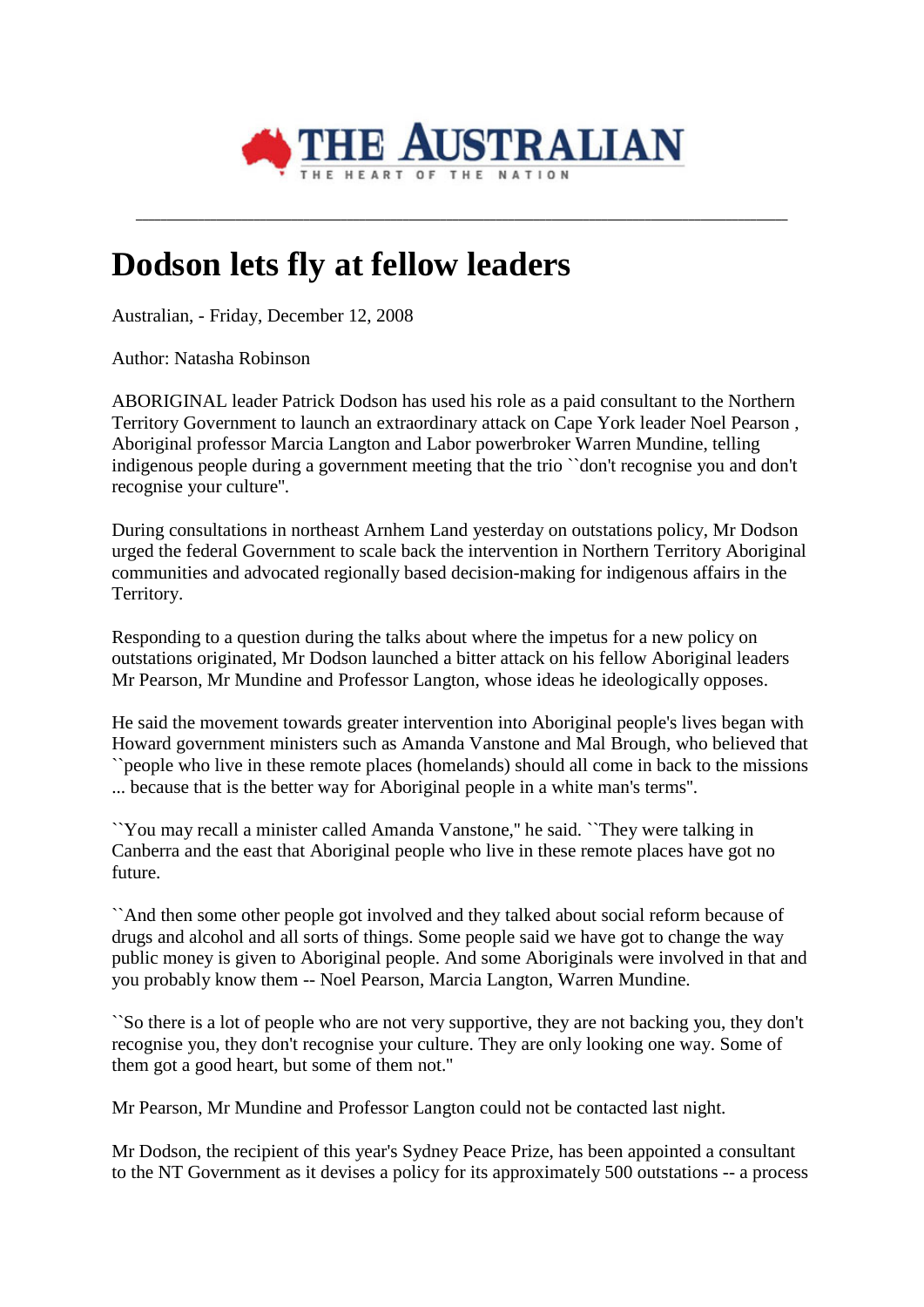THE AUSTRALIAN

THE HEART OF THE NATION

# Dodson lets fly at fellow leaders

Australian, - Friday, December 12, 2008

Author: Natasha Robinson

ABORIGINAL leader Patrick Dodson has used his role as a paid consultant to the Northern Territory Government to launch an extraordinary attack on Cape York leader Noel Pearson , Aboriginal professor Marcia Langton and Labor powerbroker Warren Mundine, telling indigenous people during a government meeting that the trio ``don't recognise you and don't recognise your culture".

During consultations in northeast Arnhem Land yesterday on outstations policy, Mr Dodson urged the federal Government to scale back the intervention in Northern Territory Aboriginal communities and advocated regionally based decision-making for indigenous affairs in the Territory.

Responding to a question during the talks about where the impetus for a new policy on outstations originated, Mr Dodson launched a bitter attack on his fellow Aboriginal leaders Mr Pearson, Mr Mundine and Professor Langton, whose ideas he ideologically opposes.

He said the movement towards greater intervention into Aboriginal people's lives began with Howard government ministers such as Amanda Vanstone and Mal Brough, who believed that ``people who live in these remote places (homelands) should all come in back to the missions ... because that is the better way for Aboriginal people in a white man's terms".

``You may recall a minister called Amanda Vanstone," he said. ``They were talking in Canberra and the east that Aboriginal people who live in these remote places have got no future.

``And then some other people got involved and they talked about social reform because of drugs and alcohol and all sorts of things. Some people said we have got to change the way public money is given to Aboriginal people. And some Aboriginals were involved in that and you probably know them -- Noel Pearson, Marcia Langton, Warren Mundine.

``So there is a lot of people who are not very supportive, they are not backing you, they don't recognise you, they don't recognise your culture. They are only looking one way. Some of them got a good heart, but some of them not."

Mr Pearson, Mr Mundine and Professor Langton could not be contacted last night.

Mr Dodson, the recipient of this year's Sydney Peace Prize, has been appointed a consultant to the NT Government as it devises a policy for its approximately 500 outstations -- a process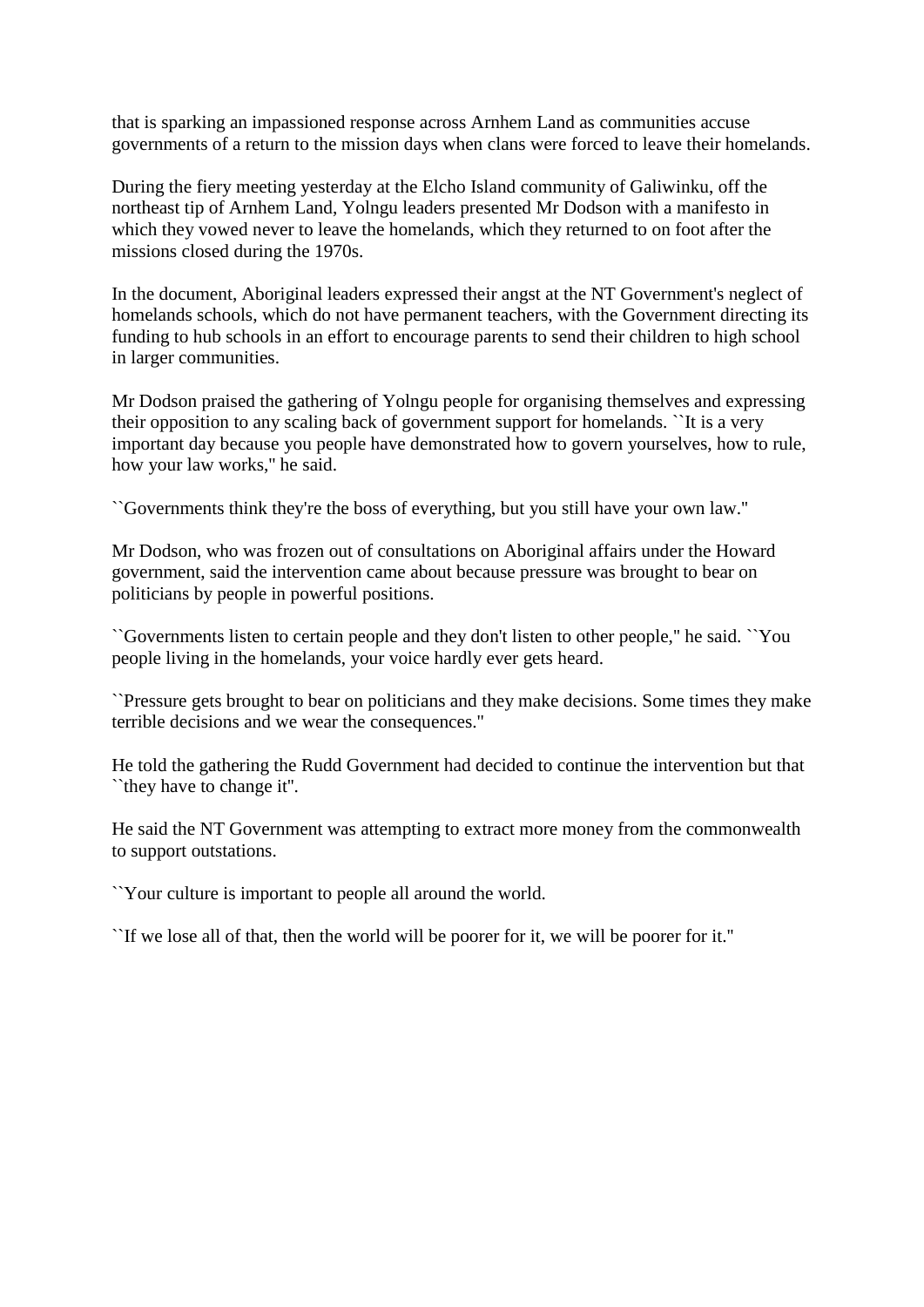that is sparking an impassioned response across Arnhem Land as communities accuse governments of a return to the mission days when clans were forced to leave their homelands.

During the fiery meeting yesterday at the Elcho Island community of Galiwinku, off the northeast tip of Arnhem Land, Yolngu leaders presented Mr Dodson with a manifesto in which they vowed never to leave the homelands, which they returned to on foot after the missions closed during the 1970s.

In the document, Aboriginal leaders expressed their angst at the NT Government's neglect of homelands schools, which do not have permanent teachers, with the Government directing its funding to hub schools in an effort to encourage parents to send their children to high school in larger communities.

Mr Dodson praised the gathering of Yolngu people for organising themselves and expressing their opposition to any scaling back of government support for homelands. ``It is a very important day because you people have demonstrated how to govern yourselves, how to rule, how your law works," he said.

``Governments think they're the boss of everything, but you still have your own law."

Mr Dodson, who was frozen out of consultations on Aboriginal affairs under the Howard government, said the intervention came about because pressure was brought to bear on politicians by people in powerful positions.

``Governments listen to certain people and they don't listen to other people," he said. ``You people living in the homelands, your voice hardly ever gets heard.

``Pressure gets brought to bear on politicians and they make decisions. Some times they make terrible decisions and we wear the consequences."

He told the gathering the Rudd Government had decided to continue the intervention but that ``they have to change it".

He said the NT Government was attempting to extract more money from the commonwealth to support outstations.

``Your culture is important to people all around the world.

``If we lose all of that, then the world will be poorer for it, we will be poorer for it."